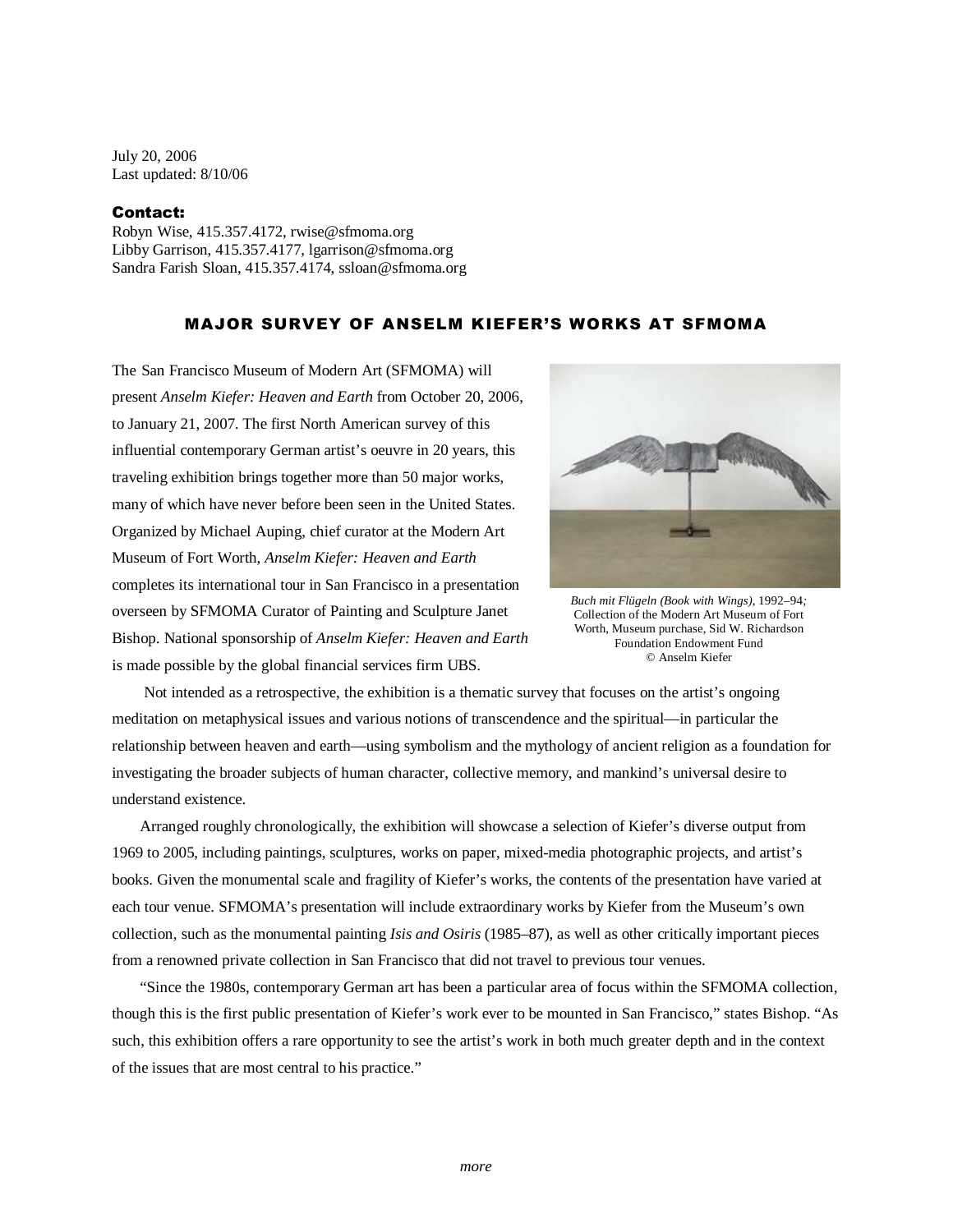July 20, 2006
Last updated: 8/10/06

**Contact:**
Robyn Wise, 415.357.4172, rwise@sfmoma.org
Libby Garrison, 415.357.4177, lgarrison@sfmoma.org
Sandra Farish Sloan, 415.357.4174, ssloan@sfmoma.org

# MAJOR SURVEY OF ANSELM KIEFER'S WORKS AT SFMOMA

The San Francisco Museum of Modern Art (SFMOMA) will present *Anselm Kiefer: Heaven and Earth* from October 20, 2006, to January 21, 2007. The first North American survey of this influential contemporary German artist's oeuvre in 20 years, this traveling exhibition brings together more than 50 major works, many of which have never before been seen in the United States. Organized by Michael Auping, chief curator at the Modern Art Museum of Fort Worth, *Anselm Kiefer: Heaven and Earth* completes its international tour in San Francisco in a presentation overseen by SFMOMA Curator of Painting and Sculpture Janet Bishop. National sponsorship of *Anselm Kiefer: Heaven and Earth* is made possible by the global financial services firm UBS.

*Buch mit Flügeln (Book with Wings)*, 1992–94; Collection of the Modern Art Museum of Fort Worth, Museum purchase, Sid W. Richardson Foundation Endowment Fund
© Anselm Kiefer

Not intended as a retrospective, the exhibition is a thematic survey that focuses on the artist's ongoing meditation on metaphysical issues and various notions of transcendence and the spiritual—in particular the relationship between heaven and earth—using symbolism and the mythology of ancient religion as a foundation for investigating the broader subjects of human character, collective memory, and mankind's universal desire to understand existence.

Arranged roughly chronologically, the exhibition will showcase a selection of Kiefer's diverse output from 1969 to 2005, including paintings, sculptures, works on paper, mixed-media photographic projects, and artist's books. Given the monumental scale and fragility of Kiefer's works, the contents of the presentation have varied at each tour venue. SFMOMA's presentation will include extraordinary works by Kiefer from the Museum's own collection, such as the monumental painting *Isis and Osiris* (1985–87), as well as other critically important pieces from a renowned private collection in San Francisco that did not travel to previous tour venues.

"Since the 1980s, contemporary German art has been a particular area of focus within the SFMOMA collection, though this is the first public presentation of Kiefer's work ever to be mounted in San Francisco," states Bishop. "As such, this exhibition offers a rare opportunity to see the artist's work in both much greater depth and in the context of the issues that are most central to his practice."

*more*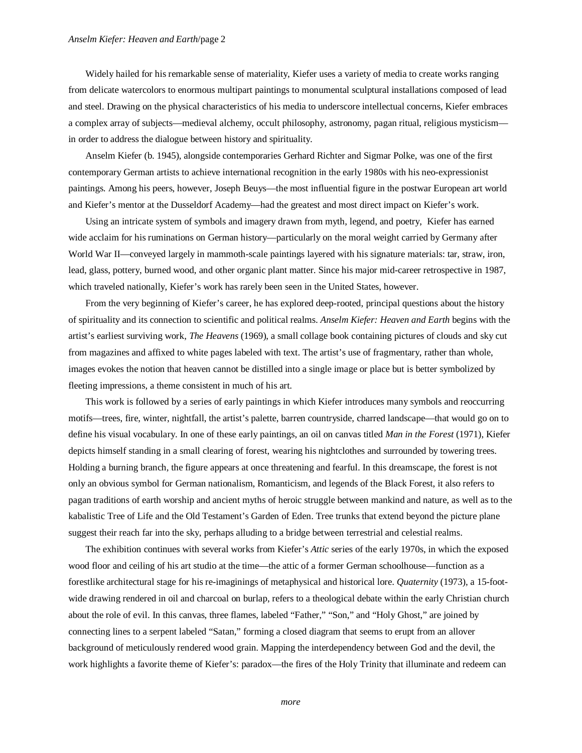Widely hailed for his remarkable sense of materiality, Kiefer uses a variety of media to create works ranging from delicate watercolors to enormous multipart paintings to monumental sculptural installations composed of lead and steel. Drawing on the physical characteristics of his media to underscore intellectual concerns, Kiefer embraces a complex array of subjects—medieval alchemy, occult philosophy, astronomy, pagan ritual, religious mysticism—in order to address the dialogue between history and spirituality.

Anselm Kiefer (b. 1945), alongside contemporaries Gerhard Richter and Sigmar Polke, was one of the first contemporary German artists to achieve international recognition in the early 1980s with his neo-expressionist paintings. Among his peers, however, Joseph Beuys—the most influential figure in the postwar European art world and Kiefer's mentor at the Dusseldorf Academy—had the greatest and most direct impact on Kiefer's work.

Using an intricate system of symbols and imagery drawn from myth, legend, and poetry, Kiefer has earned wide acclaim for his ruminations on German history—particularly on the moral weight carried by Germany after World War II—conveyed largely in mammoth-scale paintings layered with his signature materials: tar, straw, iron, lead, glass, pottery, burned wood, and other organic plant matter. Since his major mid-career retrospective in 1987, which traveled nationally, Kiefer's work has rarely been seen in the United States, however.

From the very beginning of Kiefer's career, he has explored deep-rooted, principal questions about the history of spirituality and its connection to scientific and political realms. *Anselm Kiefer: Heaven and Earth* begins with the artist's earliest surviving work, *The Heavens* (1969), a small collage book containing pictures of clouds and sky cut from magazines and affixed to white pages labeled with text. The artist's use of fragmentary, rather than whole, images evokes the notion that heaven cannot be distilled into a single image or place but is better symbolized by fleeting impressions, a theme consistent in much of his art.

This work is followed by a series of early paintings in which Kiefer introduces many symbols and reoccurring motifs—trees, fire, winter, nightfall, the artist's palette, barren countryside, charred landscape—that would go on to define his visual vocabulary. In one of these early paintings, an oil on canvas titled *Man in the Forest* (1971), Kiefer depicts himself standing in a small clearing of forest, wearing his nightclothes and surrounded by towering trees. Holding a burning branch, the figure appears at once threatening and fearful. In this dreamscape, the forest is not only an obvious symbol for German nationalism, Romanticism, and legends of the Black Forest, it also refers to pagan traditions of earth worship and ancient myths of heroic struggle between mankind and nature, as well as to the kabalistic Tree of Life and the Old Testament's Garden of Eden. Tree trunks that extend beyond the picture plane suggest their reach far into the sky, perhaps alluding to a bridge between terrestrial and celestial realms.

The exhibition continues with several works from Kiefer's *Attic* series of the early 1970s, in which the exposed wood floor and ceiling of his art studio at the time—the attic of a former German schoolhouse—function as a forestlike architectural stage for his re-imaginings of metaphysical and historical lore. *Quaternity* (1973), a 15-foot-wide drawing rendered in oil and charcoal on burlap, refers to a theological debate within the early Christian church about the role of evil. In this canvas, three flames, labeled "Father," "Son," and "Holy Ghost," are joined by connecting lines to a serpent labeled "Satan," forming a closed diagram that seems to erupt from an allover background of meticulously rendered wood grain. Mapping the interdependency between God and the devil, the work highlights a favorite theme of Kiefer's: paradox—the fires of the Holy Trinity that illuminate and redeem can

*more*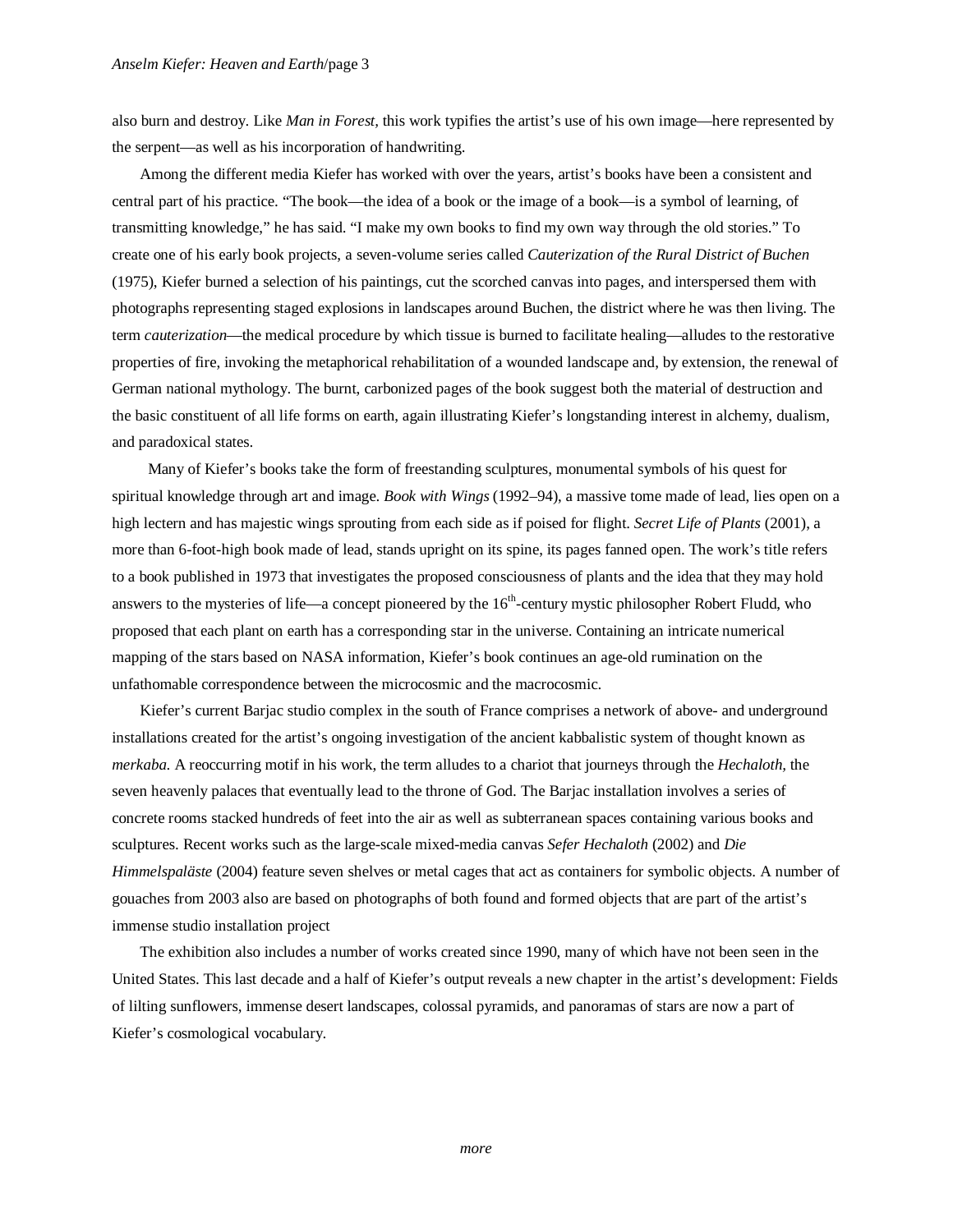also burn and destroy. Like *Man in Forest*, this work typifies the artist's use of his own image—here represented by the serpent—as well as his incorporation of handwriting.

Among the different media Kiefer has worked with over the years, artist's books have been a consistent and central part of his practice. "The book—the idea of a book or the image of a book—is a symbol of learning, of transmitting knowledge," he has said. "I make my own books to find my own way through the old stories." To create one of his early book projects, a seven-volume series called *Cauterization of the Rural District of Buchen* (1975), Kiefer burned a selection of his paintings, cut the scorched canvas into pages, and interspersed them with photographs representing staged explosions in landscapes around Buchen, the district where he was then living. The term *cauterization*—the medical procedure by which tissue is burned to facilitate healing—alludes to the restorative properties of fire, invoking the metaphorical rehabilitation of a wounded landscape and, by extension, the renewal of German national mythology. The burnt, carbonized pages of the book suggest both the material of destruction and the basic constituent of all life forms on earth, again illustrating Kiefer's longstanding interest in alchemy, dualism, and paradoxical states.

Many of Kiefer's books take the form of freestanding sculptures, monumental symbols of his quest for spiritual knowledge through art and image. *Book with Wings* (1992–94), a massive tome made of lead, lies open on a high lectern and has majestic wings sprouting from each side as if poised for flight. *Secret Life of Plants* (2001), a more than 6-foot-high book made of lead, stands upright on its spine, its pages fanned open. The work's title refers to a book published in 1973 that investigates the proposed consciousness of plants and the idea that they may hold answers to the mysteries of life—a concept pioneered by the 16th-century mystic philosopher Robert Fludd, who proposed that each plant on earth has a corresponding star in the universe. Containing an intricate numerical mapping of the stars based on NASA information, Kiefer's book continues an age-old rumination on the unfathomable correspondence between the microcosmic and the macrocosmic.

Kiefer's current Barjac studio complex in the south of France comprises a network of above- and underground installations created for the artist's ongoing investigation of the ancient kabbalistic system of thought known as *merkaba.* A reoccurring motif in his work, the term alludes to a chariot that journeys through the *Hechaloth,* the seven heavenly palaces that eventually lead to the throne of God. The Barjac installation involves a series of concrete rooms stacked hundreds of feet into the air as well as subterranean spaces containing various books and sculptures. Recent works such as the large-scale mixed-media canvas *Sefer Hechaloth* (2002) and *Die Himmelspaläste* (2004) feature seven shelves or metal cages that act as containers for symbolic objects. A number of gouaches from 2003 also are based on photographs of both found and formed objects that are part of the artist's immense studio installation project

The exhibition also includes a number of works created since 1990, many of which have not been seen in the United States. This last decade and a half of Kiefer's output reveals a new chapter in the artist's development: Fields of lilting sunflowers, immense desert landscapes, colossal pyramids, and panoramas of stars are now a part of Kiefer's cosmological vocabulary.

*more*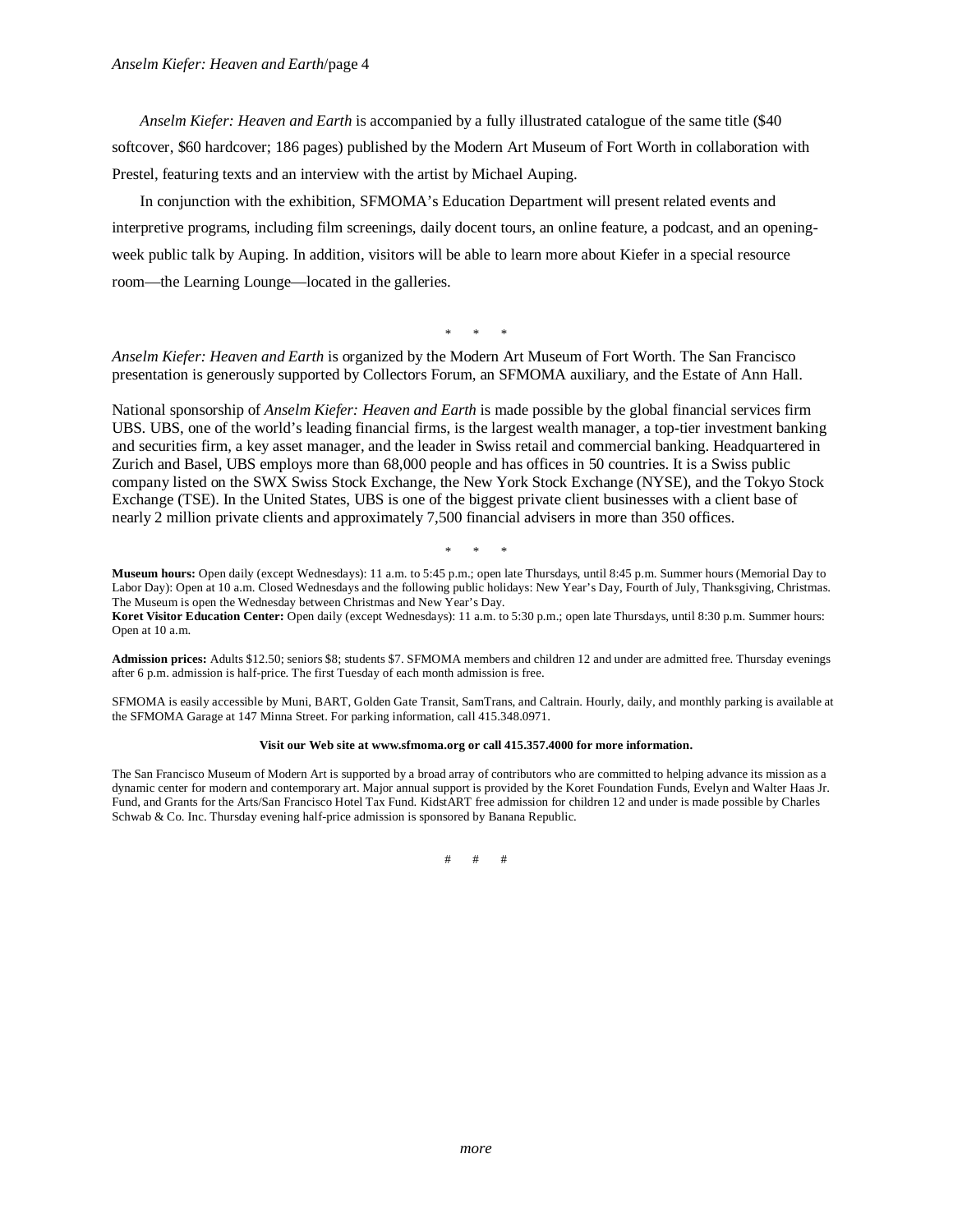*Anselm Kiefer: Heaven and Earth* is accompanied by a fully illustrated catalogue of the same title ($40 softcover, $60 hardcover; 186 pages) published by the Modern Art Museum of Fort Worth in collaboration with Prestel, featuring texts and an interview with the artist by Michael Auping.

In conjunction with the exhibition, SFMOMA's Education Department will present related events and interpretive programs, including film screenings, daily docent tours, an online feature, a podcast, and an opening-week public talk by Auping. In addition, visitors will be able to learn more about Kiefer in a special resource room—the Learning Lounge—located in the galleries.

\* \* \*

*Anselm Kiefer: Heaven and Earth* is organized by the Modern Art Museum of Fort Worth. The San Francisco presentation is generously supported by Collectors Forum, an SFMOMA auxiliary, and the Estate of Ann Hall.

National sponsorship of *Anselm Kiefer: Heaven and Earth* is made possible by the global financial services firm UBS. UBS, one of the world's leading financial firms, is the largest wealth manager, a top-tier investment banking and securities firm, a key asset manager, and the leader in Swiss retail and commercial banking. Headquartered in Zurich and Basel, UBS employs more than 68,000 people and has offices in 50 countries. It is a Swiss public company listed on the SWX Swiss Stock Exchange, the New York Stock Exchange (NYSE), and the Tokyo Stock Exchange (TSE). In the United States, UBS is one of the biggest private client businesses with a client base of nearly 2 million private clients and approximately 7,500 financial advisers in more than 350 offices.

\* \* \*

**Museum hours:** Open daily (except Wednesdays): 11 a.m. to 5:45 p.m.; open late Thursdays, until 8:45 p.m. Summer hours (Memorial Day to Labor Day): Open at 10 a.m. Closed Wednesdays and the following public holidays: New Year's Day, Fourth of July, Thanksgiving, Christmas. The Museum is open the Wednesday between Christmas and New Year's Day.
**Koret Visitor Education Center:** Open daily (except Wednesdays): 11 a.m. to 5:30 p.m.; open late Thursdays, until 8:30 p.m. Summer hours: Open at 10 a.m.

**Admission prices:** Adults $12.50; seniors $8; students $7. SFMOMA members and children 12 and under are admitted free. Thursday evenings after 6 p.m. admission is half-price. The first Tuesday of each month admission is free.

SFMOMA is easily accessible by Muni, BART, Golden Gate Transit, SamTrans, and Caltrain. Hourly, daily, and monthly parking is available at the SFMOMA Garage at 147 Minna Street. For parking information, call 415.348.0971.

**Visit our Web site at www.sfmoma.org or call 415.357.4000 for more information.**

The San Francisco Museum of Modern Art is supported by a broad array of contributors who are committed to helping advance its mission as a dynamic center for modern and contemporary art. Major annual support is provided by the Koret Foundation Funds, Evelyn and Walter Haas Jr. Fund, and Grants for the Arts/San Francisco Hotel Tax Fund. KidstART free admission for children 12 and under is made possible by Charles Schwab & Co. Inc. Thursday evening half-price admission is sponsored by Banana Republic.

# # #

*more*